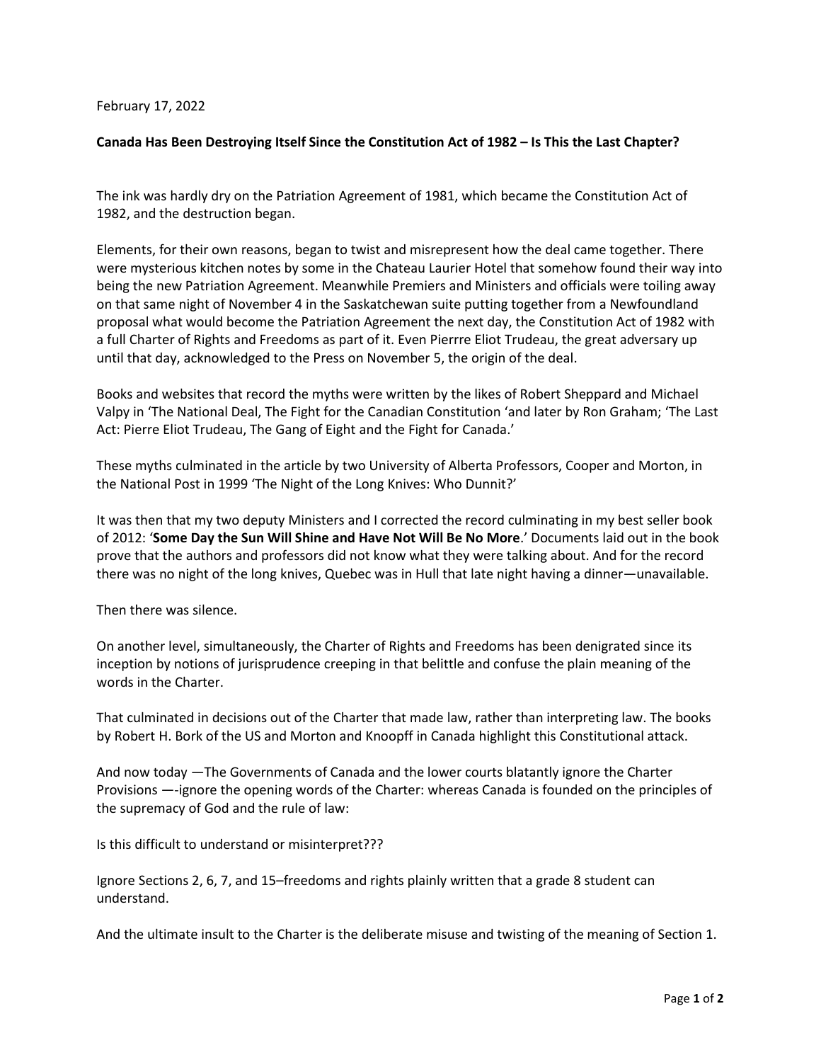February 17, 2022

**Canada Has Been Destroying Itself Since the Constitution Act of 1982 – Is This the Last Chapter?**

The ink was hardly dry on the Patriation Agreement of 1981, which became the Constitution Act of 1982, and the destruction began.

Elements, for their own reasons, began to twist and misrepresent how the deal came together. There were mysterious kitchen notes by some in the Chateau Laurier Hotel that somehow found their way into being the new Patriation Agreement. Meanwhile Premiers and Ministers and officials were toiling away on that same night of November 4 in the Saskatchewan suite putting together from a Newfoundland proposal what would become the Patriation Agreement the next day, the Constitution Act of 1982 with a full Charter of Rights and Freedoms as part of it. Even Pierrre Eliot Trudeau, the great adversary up until that day, acknowledged to the Press on November 5, the origin of the deal.

Books and websites that record the myths were written by the likes of Robert Sheppard and Michael Valpy in 'The National Deal, The Fight for the Canadian Constitution 'and later by Ron Graham; 'The Last Act: Pierre Eliot Trudeau, The Gang of Eight and the Fight for Canada.'

These myths culminated in the article by two University of Alberta Professors, Cooper and Morton, in the National Post in 1999 'The Night of the Long Knives: Who Dunnit?'

It was then that my two deputy Ministers and I corrected the record culminating in my best seller book of 2012: '**Some Day the Sun Will Shine and Have Not Will Be No More**.' Documents laid out in the book prove that the authors and professors did not know what they were talking about. And for the record there was no night of the long knives, Quebec was in Hull that late night having a dinner—unavailable.

Then there was silence.

On another level, simultaneously, the Charter of Rights and Freedoms has been denigrated since its inception by notions of jurisprudence creeping in that belittle and confuse the plain meaning of the words in the Charter.

That culminated in decisions out of the Charter that made law, rather than interpreting law. The books by Robert H. Bork of the US and Morton and Knoopff in Canada highlight this Constitutional attack.

And now today —The Governments of Canada and the lower courts blatantly ignore the Charter Provisions —-ignore the opening words of the Charter: whereas Canada is founded on the principles of the supremacy of God and the rule of law:

Is this difficult to understand or misinterpret???

Ignore Sections 2, 6, 7, and 15–freedoms and rights plainly written that a grade 8 student can understand.

And the ultimate insult to the Charter is the deliberate misuse and twisting of the meaning of Section 1.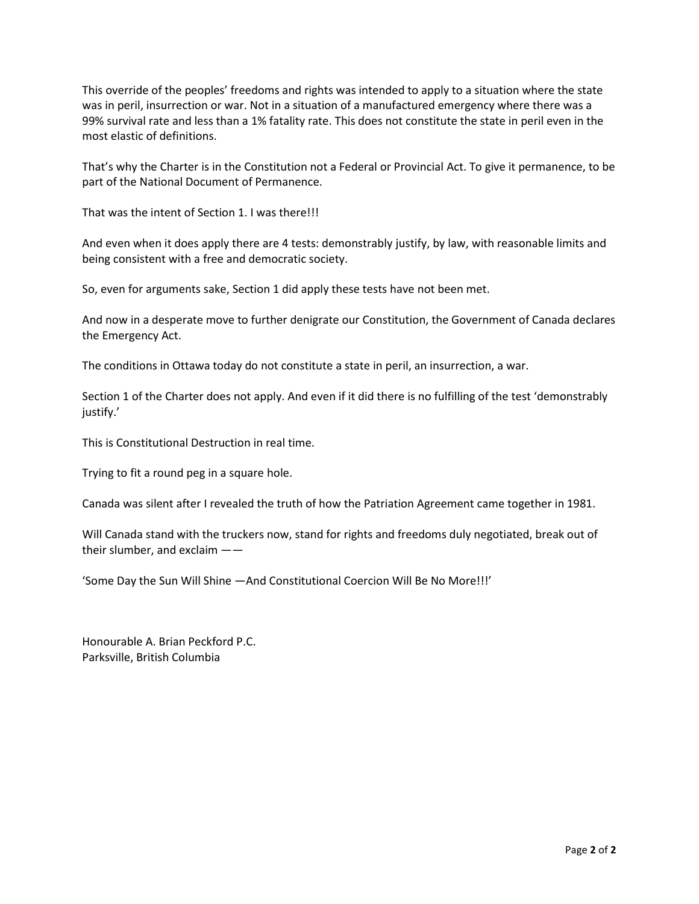This override of the peoples' freedoms and rights was intended to apply to a situation where the state was in peril, insurrection or war. Not in a situation of a manufactured emergency where there was a 99% survival rate and less than a 1% fatality rate. This does not constitute the state in peril even in the most elastic of definitions.

That's why the Charter is in the Constitution not a Federal or Provincial Act. To give it permanence, to be part of the National Document of Permanence.

That was the intent of Section 1. I was there!!!

And even when it does apply there are 4 tests: demonstrably justify, by law, with reasonable limits and being consistent with a free and democratic society.

So, even for arguments sake, Section 1 did apply these tests have not been met.

And now in a desperate move to further denigrate our Constitution, the Government of Canada declares the Emergency Act.

The conditions in Ottawa today do not constitute a state in peril, an insurrection, a war.

Section 1 of the Charter does not apply. And even if it did there is no fulfilling of the test 'demonstrably justify.'

This is Constitutional Destruction in real time.

Trying to fit a round peg in a square hole.

Canada was silent after I revealed the truth of how the Patriation Agreement came together in 1981.

Will Canada stand with the truckers now, stand for rights and freedoms duly negotiated, break out of their slumber, and exclaim ——

'Some Day the Sun Will Shine —And Constitutional Coercion Will Be No More!!!'

Honourable A. Brian Peckford P.C.
Parksville, British Columbia